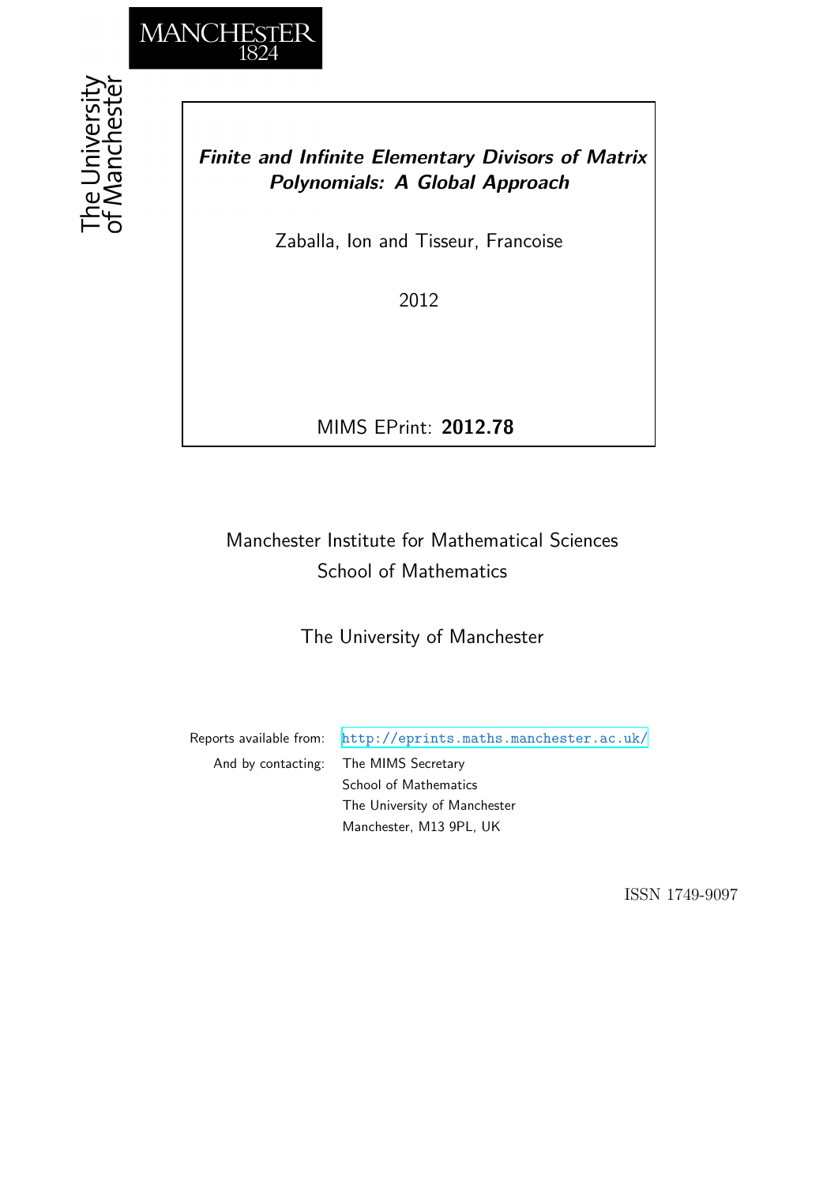# *Finite and Infinite Elementary Divisors of Matrix Polynomials: A Global Approach*

Zaballa, Ion and Tisseur, Francoise

2012

MIMS EPrint: **2012.78**

Manchester Institute for Mathematical Sciences
School of Mathematics

The University of Manchester

Reports available from: http://eprints.maths.manchester.ac.uk/
And by contacting: The MIMS Secretary
School of Mathematics
The University of Manchester
Manchester, M13 9PL, UK

ISSN 1749-9097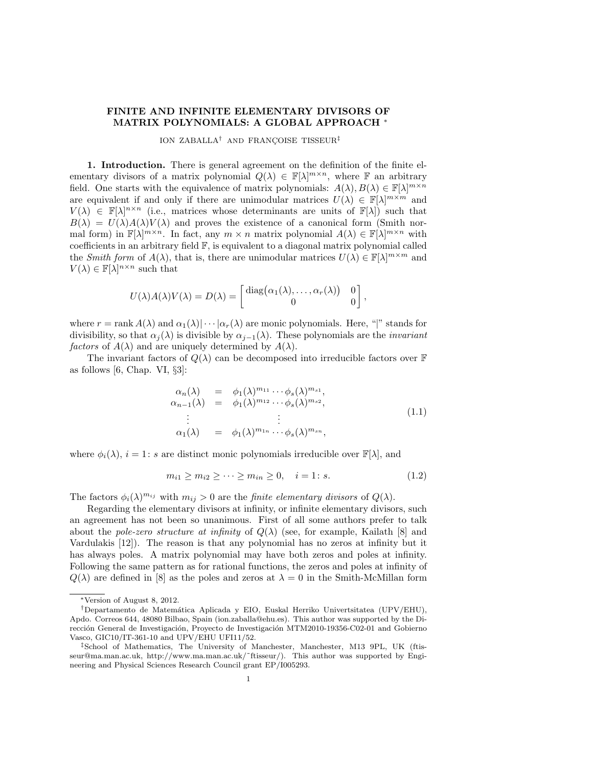# FINITE AND INFINITE ELEMENTARY DIVISORS OF MATRIX POLYNOMIALS: A GLOBAL APPROACH *

ION ZABALLA† AND FRANÇOISE TISSEUR‡

**1. Introduction.** There is general agreement on the definition of the finite elementary divisors of a matrix polynomial $Q(\lambda) \in \mathbb{F}[\lambda]^{m\times n}$, where $\mathbb{F}$ an arbitrary field. One starts with the equivalence of matrix polynomials: $A(\lambda), B(\lambda) \in \mathbb{F}[\lambda]^{m\times n}$ are equivalent if and only if there are unimodular matrices $U(\lambda) \in \mathbb{F}[\lambda]^{m\times m}$ and $V(\lambda) \in \mathbb{F}[\lambda]^{n\times n}$ (i.e., matrices whose determinants are units of $\mathbb{F}[\lambda]$) such that $B(\lambda) = U(\lambda)A(\lambda)V(\lambda)$ and proves the existence of a canonical form (Smith normal form) in $\mathbb{F}[\lambda]^{m\times n}$. In fact, any $m \times n$ matrix polynomial $A(\lambda) \in \mathbb{F}[\lambda]^{m\times n}$ with coefficients in an arbitrary field $\mathbb{F}$, is equivalent to a diagonal matrix polynomial called the *Smith form* of $A(\lambda)$, that is, there are unimodular matrices $U(\lambda) \in \mathbb{F}[\lambda]^{m\times m}$ and $V(\lambda) \in \mathbb{F}[\lambda]^{n\times n}$ such that

$$U(\lambda)A(\lambda)V(\lambda) = D(\lambda) = \begin{bmatrix} \operatorname{diag}\big(\alpha_1(\lambda), \dots, \alpha_r(\lambda)\big) & 0 \\ 0 & 0 \end{bmatrix},$$

where $r = \operatorname{rank} A(\lambda)$ and $\alpha_1(\lambda)|\cdots|\alpha_r(\lambda)$ are monic polynomials. Here, "$|$" stands for divisibility, so that $\alpha_j(\lambda)$ is divisible by $\alpha_{j-1}(\lambda)$. These polynomials are the *invariant factors* of $A(\lambda)$ and are uniquely determined by $A(\lambda)$.

The invariant factors of $Q(\lambda)$ can be decomposed into irreducible factors over $\mathbb{F}$ as follows [6, Chap. VI, §3]:

$$\begin{array}{rcl} \alpha_n(\lambda) &=& \phi_1(\lambda)^{m_{11}} \cdots \phi_s(\lambda)^{m_{s1}}, \\ \alpha_{n-1}(\lambda) &=& \phi_1(\lambda)^{m_{12}} \cdots \phi_s(\lambda)^{m_{s2}}, \\ \vdots & & \vdots \\ \alpha_1(\lambda) &=& \phi_1(\lambda)^{m_{1n}} \cdots \phi_s(\lambda)^{m_{sn}}, \end{array} \tag{1.1}$$

where $\phi_i(\lambda)$, $i = 1\colon s$ are distinct monic polynomials irreducible over $\mathbb{F}[\lambda]$, and

$$m_{i1} \geq m_{i2} \geq \cdots \geq m_{in} \geq 0, \quad i = 1\colon s. \tag{1.2}$$

The factors $\phi_i(\lambda)^{m_{ij}}$ with $m_{ij} > 0$ are the *finite elementary divisors* of $Q(\lambda)$.

Regarding the elementary divisors at infinity, or infinite elementary divisors, such an agreement has not been so unanimous. First of all some authors prefer to talk about the *pole-zero structure at infinity* of $Q(\lambda)$ (see, for example, Kailath [8] and Vardulakis [12]). The reason is that any polynomial has no zeros at infinity but it has always poles. A matrix polynomial may have both zeros and poles at infinity. Following the same pattern as for rational functions, the zeros and poles at infinity of $Q(\lambda)$ are defined in [8] as the poles and zeros at $\lambda = 0$ in the Smith-McMillan form

---

*Version of August 8, 2012.

†Departamento de Matemática Aplicada y EIO, Euskal Herriko Univertsitatea (UPV/EHU), Apdo. Correos 644, 48080 Bilbao, Spain (ion.zaballa@ehu.es). This author was supported by the Dirección General de Investigación, Proyecto de Investigación MTM2010-19356-C02-01 and Gobierno Vasco, GIC10/IT-361-10 and UPV/EHU UFI11/52.

‡School of Mathematics, The University of Manchester, Manchester, M13 9PL, UK (ftisseur@ma.man.ac.uk, http://www.ma.man.ac.uk/˜ftisseur/). This author was supported by Engineering and Physical Sciences Research Council grant EP/I005293.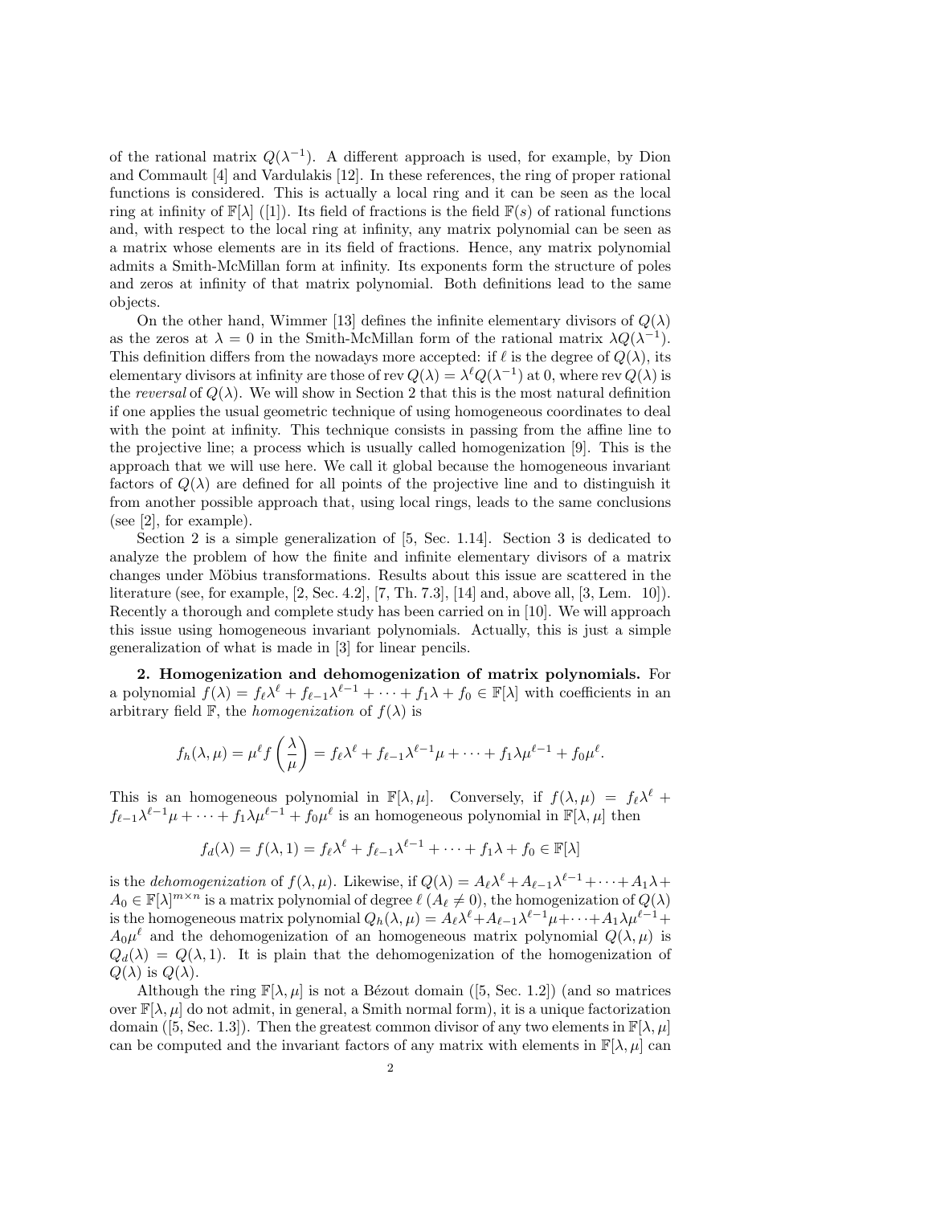of the rational matrix $Q(\lambda^{-1})$. A different approach is used, for example, by Dion and Commault [4] and Vardulakis [12]. In these references, the ring of proper rational functions is considered. This is actually a local ring and it can be seen as the local ring at infinity of $\mathbb{F}[\lambda]$ ([1]). Its field of fractions is the field $\mathbb{F}(s)$ of rational functions and, with respect to the local ring at infinity, any matrix polynomial can be seen as a matrix whose elements are in its field of fractions. Hence, any matrix polynomial admits a Smith-McMillan form at infinity. Its exponents form the structure of poles and zeros at infinity of that matrix polynomial. Both definitions lead to the same objects.

On the other hand, Wimmer [13] defines the infinite elementary divisors of $Q(\lambda)$ as the zeros at $\lambda = 0$ in the Smith-McMillan form of the rational matrix $\lambda Q(\lambda^{-1})$. This definition differs from the nowadays more accepted: if $\ell$ is the degree of $Q(\lambda)$, its elementary divisors at infinity are those of $\operatorname{rev} Q(\lambda) = \lambda^{\ell} Q(\lambda^{-1})$ at 0, where $\operatorname{rev} Q(\lambda)$ is the *reversal* of $Q(\lambda)$. We will show in Section 2 that this is the most natural definition if one applies the usual geometric technique of using homogeneous coordinates to deal with the point at infinity. This technique consists in passing from the affine line to the projective line; a process which is usually called homogenization [9]. This is the approach that we will use here. We call it global because the homogeneous invariant factors of $Q(\lambda)$ are defined for all points of the projective line and to distinguish it from another possible approach that, using local rings, leads to the same conclusions (see [2], for example).

Section 2 is a simple generalization of [5, Sec. 1.14]. Section 3 is dedicated to analyze the problem of how the finite and infinite elementary divisors of a matrix changes under Möbius transformations. Results about this issue are scattered in the literature (see, for example, [2, Sec. 4.2], [7, Th. 7.3], [14] and, above all, [3, Lem. 10]). Recently a thorough and complete study has been carried on in [10]. We will approach this issue using homogeneous invariant polynomials. Actually, this is just a simple generalization of what is made in [3] for linear pencils.

**2. Homogenization and dehomogenization of matrix polynomials.** For a polynomial $f(\lambda) = f_\ell \lambda^\ell + f_{\ell-1}\lambda^{\ell-1} + \cdots + f_1\lambda + f_0 \in \mathbb{F}[\lambda]$ with coefficients in an arbitrary field $\mathbb{F}$, the *homogenization* of $f(\lambda)$ is

$$f_h(\lambda, \mu) = \mu^\ell f\left(\frac{\lambda}{\mu}\right) = f_\ell \lambda^\ell + f_{\ell-1}\lambda^{\ell-1}\mu + \cdots + f_1 \lambda \mu^{\ell-1} + f_0 \mu^\ell.$$

This is an homogeneous polynomial in $\mathbb{F}[\lambda, \mu]$. Conversely, if $f(\lambda, \mu) = f_\ell \lambda^\ell + f_{\ell-1}\lambda^{\ell-1}\mu + \cdots + f_1\lambda\mu^{\ell-1} + f_0\mu^\ell$ is an homogeneous polynomial in $\mathbb{F}[\lambda, \mu]$ then

$$f_d(\lambda) = f(\lambda, 1) = f_\ell \lambda^\ell + f_{\ell-1}\lambda^{\ell-1} + \cdots + f_1\lambda + f_0 \in \mathbb{F}[\lambda]$$

is the *dehomogenization* of $f(\lambda, \mu)$. Likewise, if $Q(\lambda) = A_\ell\lambda^\ell + A_{\ell-1}\lambda^{\ell-1} + \cdots + A_1\lambda + A_0 \in \mathbb{F}[\lambda]^{m\times n}$ is a matrix polynomial of degree $\ell$ ($A_\ell \neq 0$), the homogenization of $Q(\lambda)$ is the homogeneous matrix polynomial $Q_h(\lambda, \mu) = A_\ell\lambda^\ell + A_{\ell-1}\lambda^{\ell-1}\mu + \cdots + A_1\lambda\mu^{\ell-1} + A_0\mu^\ell$ and the dehomogenization of an homogeneous matrix polynomial $Q(\lambda, \mu)$ is $Q_d(\lambda) = Q(\lambda, 1)$. It is plain that the dehomogenization of the homogenization of $Q(\lambda)$ is $Q(\lambda)$.

Although the ring $\mathbb{F}[\lambda, \mu]$ is not a Bézout domain ([5, Sec. 1.2]) (and so matrices over $\mathbb{F}[\lambda, \mu]$ do not admit, in general, a Smith normal form), it is a unique factorization domain ([5, Sec. 1.3]). Then the greatest common divisor of any two elements in $\mathbb{F}[\lambda, \mu]$ can be computed and the invariant factors of any matrix with elements in $\mathbb{F}[\lambda, \mu]$ can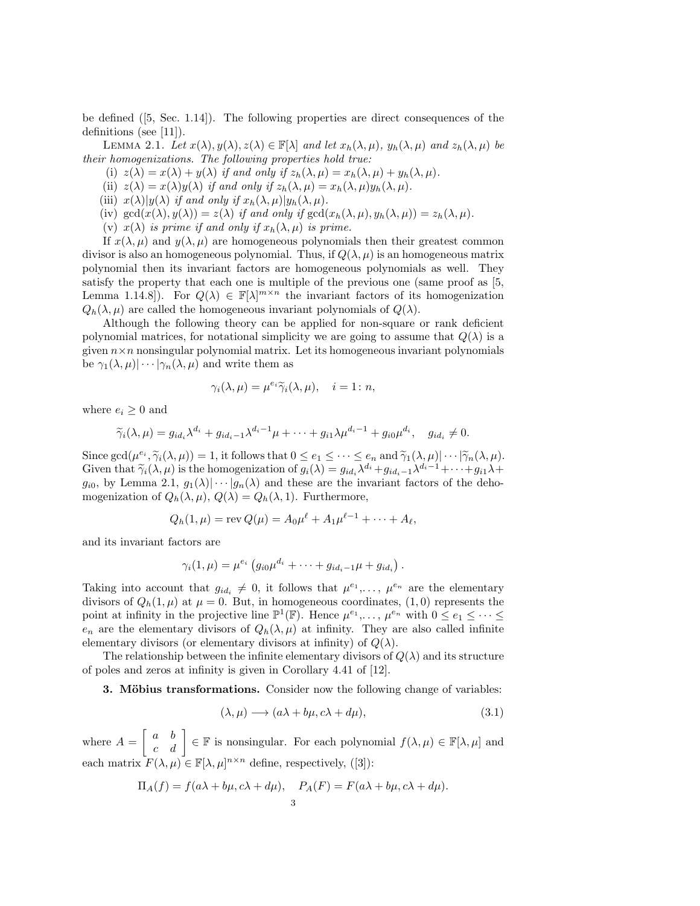be defined ([5, Sec. 1.14]). The following properties are direct consequences of the definitions (see [11]).

Lemma 2.1. *Let $x(\lambda), y(\lambda), z(\lambda) \in \mathbb{F}[\lambda]$ and let $x_h(\lambda,\mu)$, $y_h(\lambda,\mu)$ and $z_h(\lambda,\mu)$ be their homogenizations. The following properties hold true:*

(i) $z(\lambda) = x(\lambda) + y(\lambda)$ *if and only if* $z_h(\lambda,\mu) = x_h(\lambda,\mu) + y_h(\lambda,\mu)$.

(ii) $z(\lambda) = x(\lambda)y(\lambda)$ *if and only if* $z_h(\lambda,\mu) = x_h(\lambda,\mu)y_h(\lambda,\mu)$.

(iii) $x(\lambda)|y(\lambda)$ *if and only if* $x_h(\lambda,\mu)|y_h(\lambda,\mu)$.

(iv) $\gcd(x(\lambda), y(\lambda)) = z(\lambda)$ *if and only if* $\gcd(x_h(\lambda,\mu), y_h(\lambda,\mu)) = z_h(\lambda,\mu)$.

(v) $x(\lambda)$ *is prime if and only if* $x_h(\lambda,\mu)$ *is prime.*

If $x(\lambda,\mu)$ and $y(\lambda,\mu)$ are homogeneous polynomials then their greatest common divisor is also an homogeneous polynomial. Thus, if $Q(\lambda,\mu)$ is an homogeneous matrix polynomial then its invariant factors are homogeneous polynomials as well. They satisfy the property that each one is multiple of the previous one (same proof as [5, Lemma 1.14.8]). For $Q(\lambda) \in \mathbb{F}[\lambda]^{m\times n}$ the invariant factors of its homogenization $Q_h(\lambda,\mu)$ are called the homogeneous invariant polynomials of $Q(\lambda)$.

Although the following theory can be applied for non-square or rank deficient polynomial matrices, for notational simplicity we are going to assume that $Q(\lambda)$ is a given $n\times n$ nonsingular polynomial matrix. Let its homogeneous invariant polynomials be $\gamma_1(\lambda,\mu)|\cdots|\gamma_n(\lambda,\mu)$ and write them as

$$\gamma_i(\lambda,\mu) = \mu^{e_i}\widetilde{\gamma}_i(\lambda,\mu), \quad i = 1\colon n,$$

where $e_i \geq 0$ and

$$\widetilde{\gamma}_i(\lambda,\mu) = g_{id_i}\lambda^{d_i} + g_{id_i-1}\lambda^{d_i-1}\mu + \cdots + g_{i1}\lambda\mu^{d_i-1} + g_{i0}\mu^{d_i}, \quad g_{id_i} \neq 0.$$

Since $\gcd(\mu^{e_i}, \widetilde{\gamma}_i(\lambda,\mu)) = 1$, it follows that $0 \leq e_1 \leq \cdots \leq e_n$ and $\widetilde{\gamma}_1(\lambda,\mu)|\cdots|\widetilde{\gamma}_n(\lambda,\mu)$. Given that $\widetilde{\gamma}_i(\lambda,\mu)$ is the homogenization of $g_i(\lambda) = g_{id_i}\lambda^{d_i} + g_{id_i-1}\lambda^{d_i-1} + \cdots + g_{i1}\lambda + g_{i0}$, by Lemma 2.1, $g_1(\lambda)|\cdots|g_n(\lambda)$ and these are the invariant factors of the dehomogenization of $Q_h(\lambda,\mu)$, $Q(\lambda) = Q_h(\lambda,1)$. Furthermore,

$$Q_h(1,\mu) = \operatorname{rev} Q(\mu) = A_0\mu^\ell + A_1\mu^{\ell-1} + \cdots + A_\ell,$$

and its invariant factors are

$$\gamma_i(1,\mu) = \mu^{e_i}\left(g_{i0}\mu^{d_i} + \cdots + g_{id_i-1}\mu + g_{id_i}\right).$$

Taking into account that $g_{id_i} \neq 0$, it follows that $\mu^{e_1}, \ldots, \mu^{e_n}$ are the elementary divisors of $Q_h(1,\mu)$ at $\mu = 0$. But, in homogeneous coordinates, $(1,0)$ represents the point at infinity in the projective line $\mathbb{P}^1(\mathbb{F})$. Hence $\mu^{e_1}, \ldots, \mu^{e_n}$ with $0 \leq e_1 \leq \cdots \leq e_n$ are the elementary divisors of $Q_h(\lambda,\mu)$ at infinity. They are also called infinite elementary divisors (or elementary divisors at infinity) of $Q(\lambda)$.

The relationship between the infinite elementary divisors of $Q(\lambda)$ and its structure of poles and zeros at infinity is given in Corollary 4.41 of [12].

## 3. Möbius transformations.

Consider now the following change of variables:

$$(\lambda,\mu) \longrightarrow (a\lambda + b\mu, c\lambda + d\mu), \tag{3.1}$$

where $A = \begin{bmatrix} a & b \\ c & d \end{bmatrix} \in \mathbb{F}$ is nonsingular. For each polynomial $f(\lambda,\mu) \in \mathbb{F}[\lambda,\mu]$ and each matrix $F(\lambda,\mu) \in \mathbb{F}[\lambda,\mu]^{n\times n}$ define, respectively, ([3]):

$$\Pi_A(f) = f(a\lambda + b\mu, c\lambda + d\mu), \quad P_A(F) = F(a\lambda + b\mu, c\lambda + d\mu).$$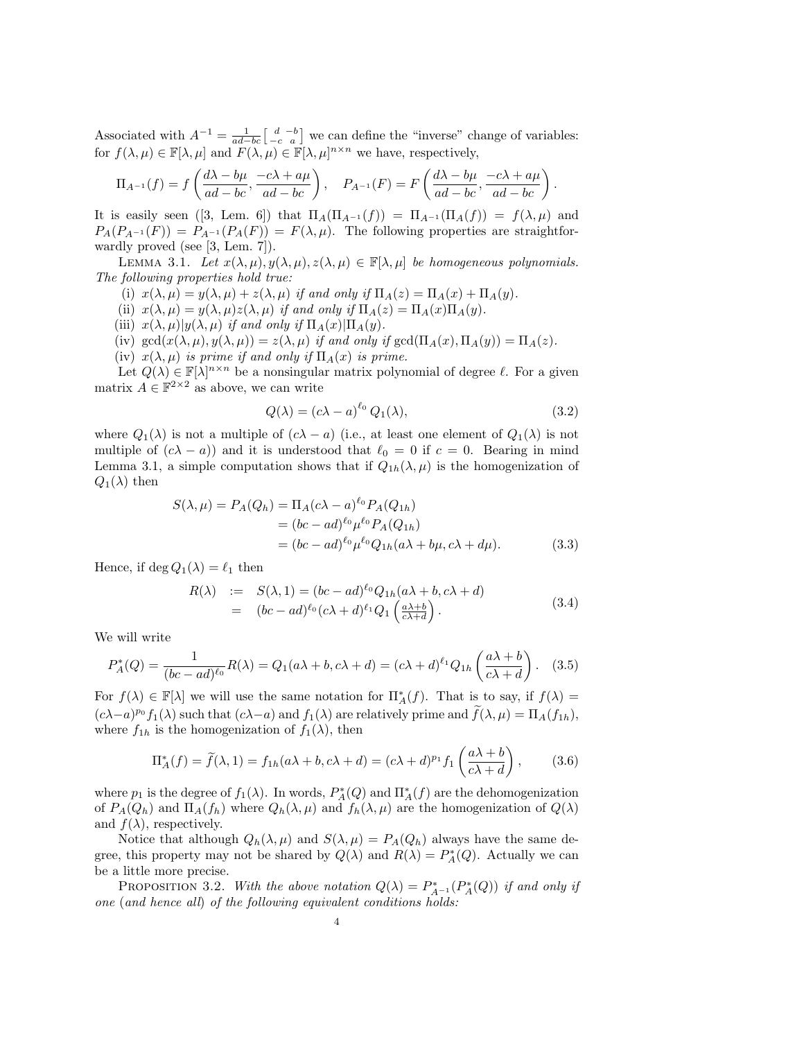Associated with $A^{-1} = \frac{1}{ad-bc}\left[\begin{smallmatrix} d & -b \\ -c & a \end{smallmatrix}\right]$ we can define the "inverse" change of variables: for $f(\lambda,\mu) \in \mathbb{F}[\lambda,\mu]$ and $F(\lambda,\mu) \in \mathbb{F}[\lambda,\mu]^{n\times n}$ we have, respectively,

$$\Pi_{A^{-1}}(f) = f\left(\frac{d\lambda - b\mu}{ad-bc}, \frac{-c\lambda + a\mu}{ad-bc}\right), \quad P_{A^{-1}}(F) = F\left(\frac{d\lambda - b\mu}{ad-bc}, \frac{-c\lambda + a\mu}{ad-bc}\right).$$

It is easily seen ([3, Lem. 6]) that $\Pi_A(\Pi_{A^{-1}}(f)) = \Pi_{A^{-1}}(\Pi_A(f)) = f(\lambda,\mu)$ and $P_A(P_{A^{-1}}(F)) = P_{A^{-1}}(P_A(F)) = F(\lambda,\mu)$. The following properties are straightforwardly proved (see [3, Lem. 7]).

Lemma 3.1. *Let $x(\lambda,\mu), y(\lambda,\mu), z(\lambda,\mu) \in \mathbb{F}[\lambda,\mu]$ be homogeneous polynomials. The following properties hold true:*

(i) *$x(\lambda,\mu) = y(\lambda,\mu) + z(\lambda,\mu)$ if and only if $\Pi_A(z) = \Pi_A(x) + \Pi_A(y)$.*
(ii) *$x(\lambda,\mu) = y(\lambda,\mu)z(\lambda,\mu)$ if and only if $\Pi_A(z) = \Pi_A(x)\Pi_A(y)$.*
(iii) *$x(\lambda,\mu)|y(\lambda,\mu)$ if and only if $\Pi_A(x)|\Pi_A(y)$.*
(iv) *$\gcd(x(\lambda,\mu), y(\lambda,\mu)) = z(\lambda,\mu)$ if and only if $\gcd(\Pi_A(x), \Pi_A(y)) = \Pi_A(z)$.*
(iv) *$x(\lambda,\mu)$ is prime if and only if $\Pi_A(x)$ is prime.*

Let $Q(\lambda) \in \mathbb{F}[\lambda]^{n\times n}$ be a nonsingular matrix polynomial of degree $\ell$. For a given matrix $A \in \mathbb{F}^{2\times 2}$ as above, we can write

$$Q(\lambda) = (c\lambda - a)^{\ell_0} Q_1(\lambda), \tag{3.2}$$

where $Q_1(\lambda)$ is not a multiple of $(c\lambda - a)$ (i.e., at least one element of $Q_1(\lambda)$ is not multiple of $(c\lambda - a)$) and it is understood that $\ell_0 = 0$ if $c = 0$. Bearing in mind Lemma 3.1, a simple computation shows that if $Q_{1h}(\lambda,\mu)$ is the homogenization of $Q_1(\lambda)$ then

$$\begin{aligned} S(\lambda,\mu) = P_A(Q_h) &= \Pi_A(c\lambda - a)^{\ell_0} P_A(Q_{1h}) \\ &= (bc-ad)^{\ell_0}\mu^{\ell_0} P_A(Q_{1h}) \\ &= (bc-ad)^{\ell_0}\mu^{\ell_0} Q_{1h}(a\lambda + b\mu, c\lambda + d\mu). \end{aligned} \tag{3.3}$$

Hence, if $\deg Q_1(\lambda) = \ell_1$ then

$$\begin{aligned} R(\lambda) &:= S(\lambda,1) = (bc-ad)^{\ell_0} Q_{1h}(a\lambda + b, c\lambda + d) \\ &= (bc-ad)^{\ell_0}(c\lambda + d)^{\ell_1} Q_1\left(\frac{a\lambda + b}{c\lambda + d}\right). \end{aligned} \tag{3.4}$$

We will write

$$P_A^*(Q) = \frac{1}{(bc-ad)^{\ell_0}} R(\lambda) = Q_1(a\lambda + b, c\lambda + d) = (c\lambda + d)^{\ell_1} Q_{1h}\left(\frac{a\lambda + b}{c\lambda + d}\right). \tag{3.5}$$

For $f(\lambda) \in \mathbb{F}[\lambda]$ we will use the same notation for $\Pi_A^*(f)$. That is to say, if $f(\lambda) = (c\lambda - a)^{p_0} f_1(\lambda)$ such that $(c\lambda - a)$ and $f_1(\lambda)$ are relatively prime and $\widetilde{f}(\lambda,\mu) = \Pi_A(f_{1h})$, where $f_{1h}$ is the homogenization of $f_1(\lambda)$, then

$$\Pi_A^*(f) = \widetilde{f}(\lambda,1) = f_{1h}(a\lambda + b, c\lambda + d) = (c\lambda + d)^{p_1} f_1\left(\frac{a\lambda + b}{c\lambda + d}\right), \tag{3.6}$$

where $p_1$ is the degree of $f_1(\lambda)$. In words, $P_A^*(Q)$ and $\Pi_A^*(f)$ are the dehomogenization of $P_A(Q_h)$ and $\Pi_A(f_h)$ where $Q_h(\lambda,\mu)$ and $f_h(\lambda,\mu)$ are the homogenization of $Q(\lambda)$ and $f(\lambda)$, respectively.

Notice that although $Q_h(\lambda,\mu)$ and $S(\lambda,\mu) = P_A(Q_h)$ always have the same degree, this property may not be shared by $Q(\lambda)$ and $R(\lambda) = P_A^*(Q)$. Actually we can be a little more precise.

Proposition 3.2. *With the above notation $Q(\lambda) = P_{A^{-1}}^*(P_A^*(Q))$ if and only if one (and hence all) of the following equivalent conditions holds:*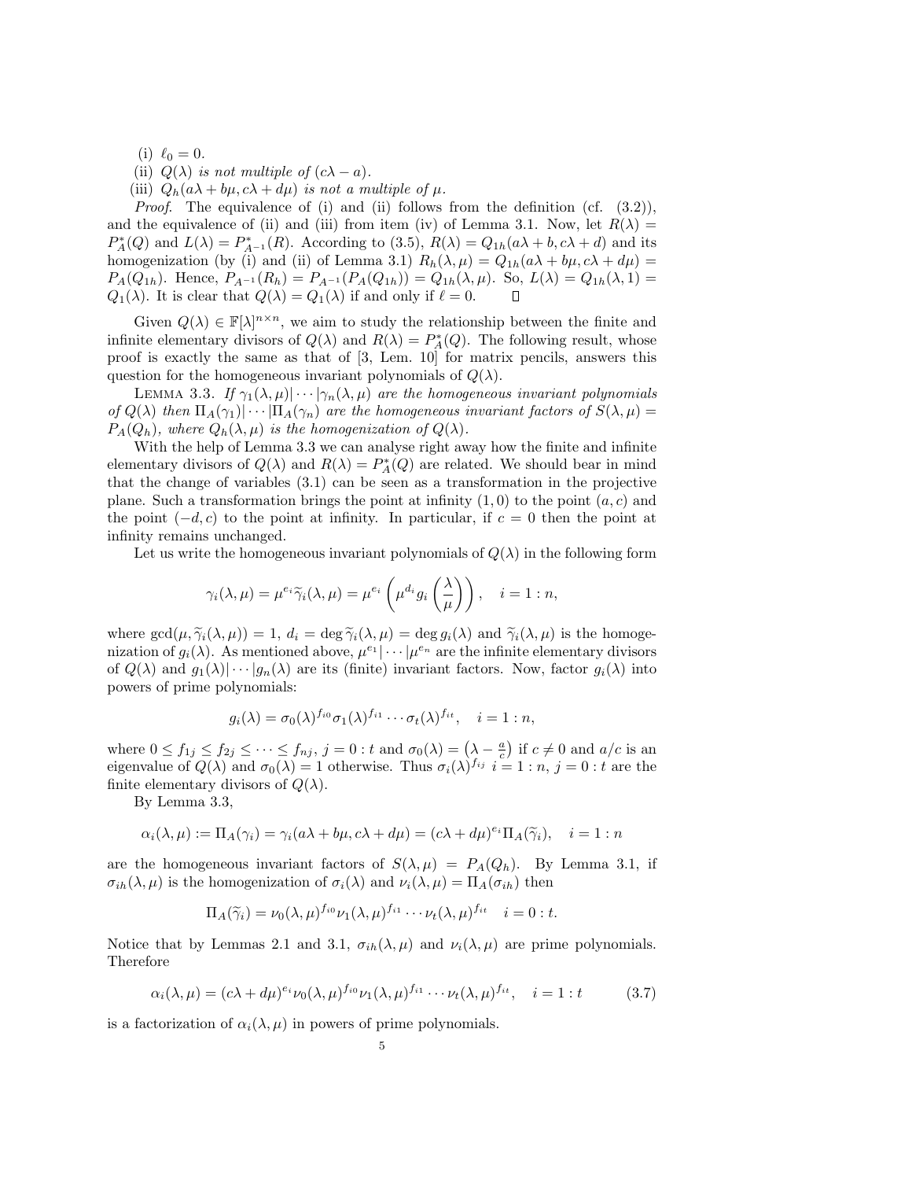(i) $\ell_0 = 0$.

(ii) *$Q(\lambda)$ is not multiple of $(c\lambda - a)$.*

(iii) *$Q_h(a\lambda + b\mu, c\lambda + d\mu)$ is not a multiple of $\mu$.*

*Proof.* The equivalence of (i) and (ii) follows from the definition (cf. (3.2)), and the equivalence of (ii) and (iii) from item (iv) of Lemma 3.1. Now, let $R(\lambda) = P_A^*(Q)$ and $L(\lambda) = P_{A^{-1}}^*(R)$. According to (3.5), $R(\lambda) = Q_{1h}(a\lambda + b, c\lambda + d)$ and its homogenization (by (i) and (ii) of Lemma 3.1) $R_h(\lambda, \mu) = Q_{1h}(a\lambda + b\mu, c\lambda + d\mu) = P_A(Q_{1h})$. Hence, $P_{A^{-1}}(R_h) = P_{A^{-1}}(P_A(Q_{1h})) = Q_{1h}(\lambda, \mu)$. So, $L(\lambda) = Q_{1h}(\lambda, 1) = Q_1(\lambda)$. It is clear that $Q(\lambda) = Q_1(\lambda)$ if and only if $\ell = 0$. $\square$

Given $Q(\lambda) \in \mathbb{F}[\lambda]^{n\times n}$, we aim to study the relationship between the finite and infinite elementary divisors of $Q(\lambda)$ and $R(\lambda) = P_A^*(Q)$. The following result, whose proof is exactly the same as that of [3, Lem. 10] for matrix pencils, answers this question for the homogeneous invariant polynomials of $Q(\lambda)$.

LEMMA 3.3. *If $\gamma_1(\lambda, \mu)|\cdots|\gamma_n(\lambda, \mu)$ are the homogeneous invariant polynomials of $Q(\lambda)$ then $\Pi_A(\gamma_1)|\cdots|\Pi_A(\gamma_n)$ are the homogeneous invariant factors of $S(\lambda, \mu) = P_A(Q_h)$, where $Q_h(\lambda, \mu)$ is the homogenization of $Q(\lambda)$.*

With the help of Lemma 3.3 we can analyse right away how the finite and infinite elementary divisors of $Q(\lambda)$ and $R(\lambda) = P_A^*(Q)$ are related. We should bear in mind that the change of variables (3.1) can be seen as a transformation in the projective plane. Such a transformation brings the point at infinity $(1, 0)$ to the point $(a, c)$ and the point $(-d, c)$ to the point at infinity. In particular, if $c = 0$ then the point at infinity remains unchanged.

Let us write the homogeneous invariant polynomials of $Q(\lambda)$ in the following form

$$\gamma_i(\lambda, \mu) = \mu^{e_i}\widetilde{\gamma}_i(\lambda, \mu) = \mu^{e_i}\left(\mu^{d_i} g_i\left(\frac{\lambda}{\mu}\right)\right), \quad i = 1:n,$$

where $\gcd(\mu, \widetilde{\gamma}_i(\lambda, \mu)) = 1$, $d_i = \deg \widetilde{\gamma}_i(\lambda, \mu) = \deg g_i(\lambda)$ and $\widetilde{\gamma}_i(\lambda, \mu)$ is the homogenization of $g_i(\lambda)$. As mentioned above, $\mu^{e_1}|\cdots|\mu^{e_n}$ are the infinite elementary divisors of $Q(\lambda)$ and $g_1(\lambda)|\cdots|g_n(\lambda)$ are its (finite) invariant factors. Now, factor $g_i(\lambda)$ into powers of prime polynomials:

$$g_i(\lambda) = \sigma_0(\lambda)^{f_{i0}}\sigma_1(\lambda)^{f_{i1}}\cdots\sigma_t(\lambda)^{f_{it}}, \quad i = 1:n,$$

where $0 \le f_{1j} \le f_{2j} \le \cdots \le f_{nj}$, $j = 0:t$ and $\sigma_0(\lambda) = \left(\lambda - \frac{a}{c}\right)$ if $c \neq 0$ and $a/c$ is an eigenvalue of $Q(\lambda)$ and $\sigma_0(\lambda) = 1$ otherwise. Thus $\sigma_i(\lambda)^{f_{ij}}$ $i = 1:n$, $j = 0:t$ are the finite elementary divisors of $Q(\lambda)$.

By Lemma 3.3,

$$\alpha_i(\lambda, \mu) := \Pi_A(\gamma_i) = \gamma_i(a\lambda + b\mu, c\lambda + d\mu) = (c\lambda + d\mu)^{e_i}\Pi_A(\widetilde{\gamma}_i), \quad i = 1:n$$

are the homogeneous invariant factors of $S(\lambda, \mu) = P_A(Q_h)$. By Lemma 3.1, if $\sigma_{ih}(\lambda, \mu)$ is the homogenization of $\sigma_i(\lambda)$ and $\nu_i(\lambda, \mu) = \Pi_A(\sigma_{ih})$ then

$$\Pi_A(\widetilde{\gamma}_i) = \nu_0(\lambda, \mu)^{f_{i0}}\nu_1(\lambda, \mu)^{f_{i1}}\cdots\nu_t(\lambda, \mu)^{f_{it}} \quad i = 0:t.$$

Notice that by Lemmas 2.1 and 3.1, $\sigma_{ih}(\lambda, \mu)$ and $\nu_i(\lambda, \mu)$ are prime polynomials. Therefore

$$\alpha_i(\lambda, \mu) = (c\lambda + d\mu)^{e_i}\nu_0(\lambda, \mu)^{f_{i0}}\nu_1(\lambda, \mu)^{f_{i1}}\cdots\nu_t(\lambda, \mu)^{f_{it}}, \quad i = 1:t \tag{3.7}$$

is a factorization of $\alpha_i(\lambda, \mu)$ in powers of prime polynomials.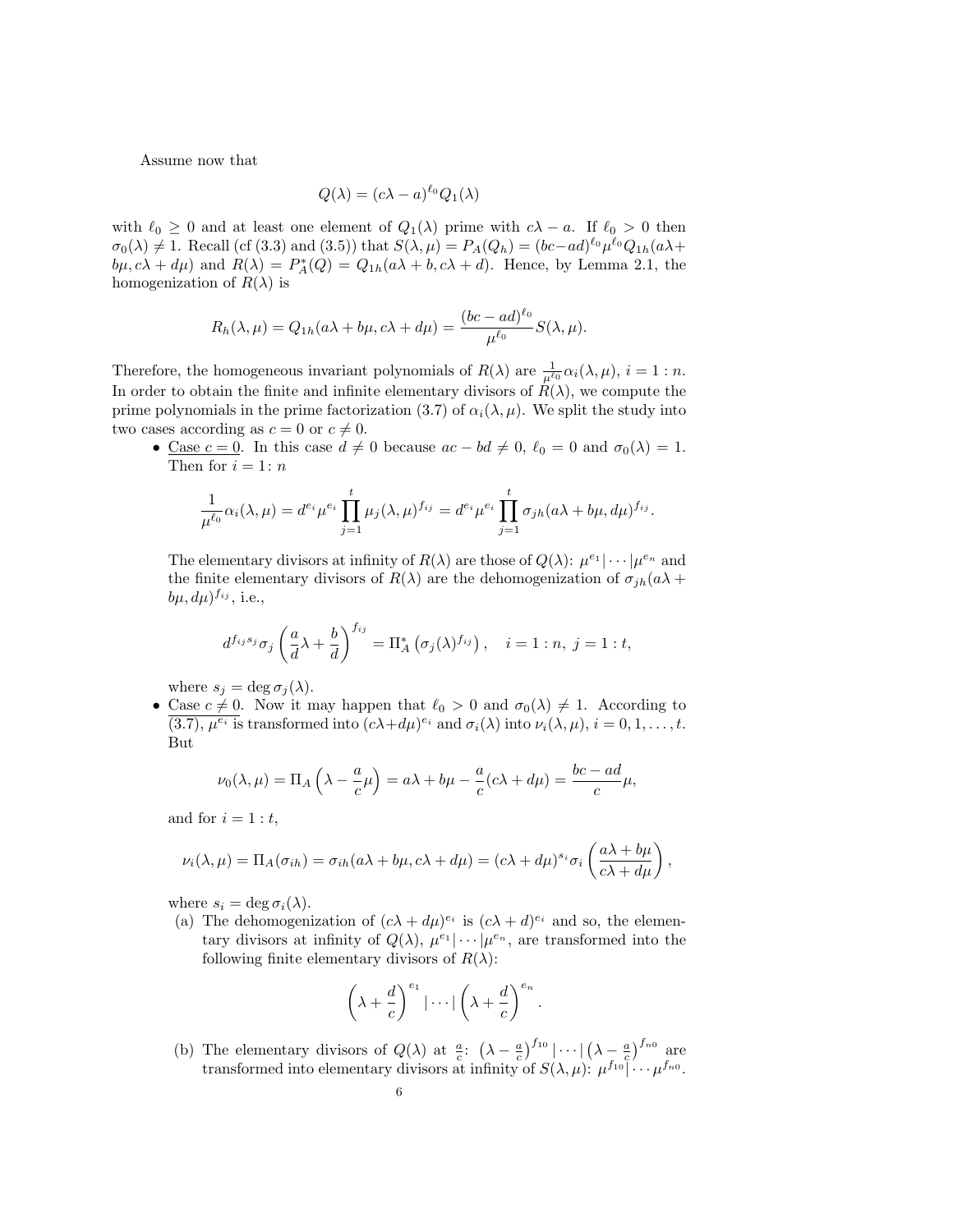Assume now that

$$Q(\lambda) = (c\lambda - a)^{\ell_0} Q_1(\lambda)$$

with $\ell_0 \geq 0$ and at least one element of $Q_1(\lambda)$ prime with $c\lambda - a$. If $\ell_0 > 0$ then $\sigma_0(\lambda) \neq 1$. Recall (cf (3.3) and (3.5)) that $S(\lambda, \mu) = P_A(Q_h) = (bc - ad)^{\ell_0} \mu^{\ell_0} Q_{1h}(a\lambda + b\mu, c\lambda + d\mu)$ and $R(\lambda) = P_A^*(Q) = Q_{1h}(a\lambda + b, c\lambda + d)$. Hence, by Lemma 2.1, the homogenization of $R(\lambda)$ is

$$R_h(\lambda, \mu) = Q_{1h}(a\lambda + b\mu, c\lambda + d\mu) = \frac{(bc - ad)^{\ell_0}}{\mu^{\ell_0}} S(\lambda, \mu).$$

Therefore, the homogeneous invariant polynomials of $R(\lambda)$ are $\frac{1}{\mu^{\ell_0}} \alpha_i(\lambda, \mu)$, $i = 1 : n$. In order to obtain the finite and infinite elementary divisors of $R(\lambda)$, we compute the prime polynomials in the prime factorization (3.7) of $\alpha_i(\lambda, \mu)$. We split the study into two cases according as $c = 0$ or $c \neq 0$.

- Case $c = 0$. In this case $d \neq 0$ because $ac - bd \neq 0$, $\ell_0 = 0$ and $\sigma_0(\lambda) = 1$. Then for $i = 1$: $n$

  $$\frac{1}{\mu^{\ell_0}} \alpha_i(\lambda, \mu) = d^{e_i} \mu^{e_i} \prod_{j=1}^{t} \mu_j(\lambda, \mu)^{f_{ij}} = d^{e_i} \mu^{e_i} \prod_{j=1}^{t} \sigma_{jh}(a\lambda + b\mu, d\mu)^{f_{ij}}.$$

  The elementary divisors at infinity of $R(\lambda)$ are those of $Q(\lambda)$: $\mu^{e_1} | \cdots | \mu^{e_n}$ and the finite elementary divisors of $R(\lambda)$ are the dehomogenization of $\sigma_{jh}(a\lambda + b\mu, d\mu)^{f_{ij}}$, i.e.,

  $$d^{f_{ij} s_j} \sigma_j \left( \frac{a}{d} \lambda + \frac{b}{d} \right)^{f_{ij}} = \Pi_A^* \left( \sigma_j(\lambda)^{f_{ij}} \right), \quad i = 1 : n, \ j = 1 : t,$$

  where $s_j = \deg \sigma_j(\lambda)$.

- Case $c \neq 0$. Now it may happen that $\ell_0 > 0$ and $\sigma_0(\lambda) \neq 1$. According to (3.7), $\mu^{e_i}$ is transformed into $(c\lambda + d\mu)^{e_i}$ and $\sigma_i(\lambda)$ into $\nu_i(\lambda, \mu)$, $i = 0, 1, \ldots, t$. But

  $$\nu_0(\lambda, \mu) = \Pi_A \left( \lambda - \frac{a}{c} \mu \right) = a\lambda + b\mu - \frac{a}{c}(c\lambda + d\mu) = \frac{bc - ad}{c} \mu,$$

  and for $i = 1 : t$,

  $$\nu_i(\lambda, \mu) = \Pi_A(\sigma_{ih}) = \sigma_{ih}(a\lambda + b\mu, c\lambda + d\mu) = (c\lambda + d\mu)^{s_i} \sigma_i \left( \frac{a\lambda + b\mu}{c\lambda + d\mu} \right),$$

  where $s_i = \deg \sigma_i(\lambda)$.

  (a) The dehomogenization of $(c\lambda + d\mu)^{e_i}$ is $(c\lambda + d)^{e_i}$ and so, the elementary divisors at infinity of $Q(\lambda)$, $\mu^{e_1} | \cdots | \mu^{e_n}$, are transformed into the following finite elementary divisors of $R(\lambda)$:

  $$\left( \lambda + \frac{d}{c} \right)^{e_1} | \cdots | \left( \lambda + \frac{d}{c} \right)^{e_n}.$$

  (b) The elementary divisors of $Q(\lambda)$ at $\frac{a}{c}$: $\left( \lambda - \frac{a}{c} \right)^{f_{10}} | \cdots | \left( \lambda - \frac{a}{c} \right)^{f_{n0}}$ are transformed into elementary divisors at infinity of $S(\lambda, \mu)$: $\mu^{f_{10}} | \cdots \mu^{f_{n0}}$.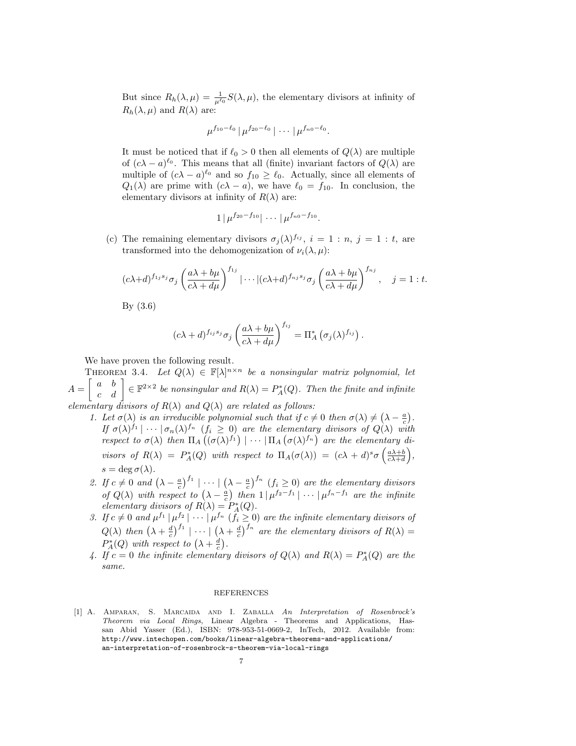But since $R_h(\lambda, \mu) = \frac{1}{\mu^{\ell_0}} S(\lambda, \mu)$, the elementary divisors at infinity of $R_h(\lambda, \mu)$ and $R(\lambda)$ are:

$$\mu^{f_{10}-\ell_0} \,|\, \mu^{f_{20}-\ell_0} \,|\, \cdots \,|\, \mu^{f_{n0}-\ell_0}.$$

It must be noticed that if $\ell_0 > 0$ then all elements of $Q(\lambda)$ are multiple of $(c\lambda - a)^{\ell_0}$. This means that all (finite) invariant factors of $Q(\lambda)$ are multiple of $(c\lambda - a)^{\ell_0}$ and so $f_{10} \geq \ell_0$. Actually, since all elements of $Q_1(\lambda)$ are prime with $(c\lambda - a)$, we have $\ell_0 = f_{10}$. In conclusion, the elementary divisors at infinity of $R(\lambda)$ are:

$$1 \,|\, \mu^{f_{20}-f_{10}} | \cdots \,|\, \mu^{f_{n0}-f_{10}}.$$

(c) The remaining elementary divisors $\sigma_j(\lambda)^{f_{ij}}$, $i = 1 : n$, $j = 1 : t$, are transformed into the dehomogenization of $\nu_i(\lambda, \mu)$:

$$(c\lambda+d)^{f_{1j}s_j}\sigma_j\left(\frac{a\lambda+b\mu}{c\lambda+d\mu}\right)^{f_{1j}} | \cdots |(c\lambda+d)^{f_{nj}s_j}\sigma_j\left(\frac{a\lambda+b\mu}{c\lambda+d\mu}\right)^{f_{nj}}, \quad j = 1 : t.$$

By (3.6)

$$(c\lambda+d)^{f_{ij}s_j}\sigma_j\left(\frac{a\lambda+b\mu}{c\lambda+d\mu}\right)^{f_{ij}} = \Pi_A^*\left(\sigma_j(\lambda)^{f_{ij}}\right).$$

We have proven the following result.

Theorem 3.4. *Let $Q(\lambda) \in \mathbb{F}[\lambda]^{n\times n}$ be a nonsingular matrix polynomial, let $A = \begin{bmatrix} a & b \\ c & d \end{bmatrix} \in \mathbb{F}^{2\times 2}$ be nonsingular and $R(\lambda) = P_A^*(Q)$. Then the finite and infinite elementary divisors of $R(\lambda)$ and $Q(\lambda)$ are related as follows:*

1. *Let $\sigma(\lambda)$ is an irreducible polynomial such that if $c \neq 0$ then $\sigma(\lambda) \neq \left(\lambda - \frac{a}{c}\right)$. If $\sigma(\lambda)^{f_1} | \cdots | \sigma_n(\lambda)^{f_n}$ ($f_i \geq 0$) are the elementary divisors of $Q(\lambda)$ with respect to $\sigma(\lambda)$ then $\Pi_A\left((\sigma(\lambda)^{f_1}\right) | \cdots | \Pi_A\left(\sigma(\lambda)^{f_n}\right)$ are the elementary divisors of $R(\lambda) = P_A^*(Q)$ with respect to $\Pi_A(\sigma(\lambda)) = (c\lambda + d)^s \sigma\left(\frac{a\lambda+b}{c\lambda+d}\right)$, $s = \deg \sigma(\lambda)$.*
2. *If $c \neq 0$ and $\left(\lambda - \frac{a}{c}\right)^{f_1} | \cdots | \left(\lambda - \frac{a}{c}\right)^{f_n}$ ($f_i \geq 0$) are the elementary divisors of $Q(\lambda)$ with respect to $\left(\lambda - \frac{a}{c}\right)$ then $1 \,|\, \mu^{f_2-f_1} \,|\, \cdots \,|\, \mu^{f_n-f_1}$ are the infinite elementary divisors of $R(\lambda) = P_A^*(Q)$.*
3. *If $c \neq 0$ and $\mu^{f_1} \,|\, \mu^{f_2} \,|\, \cdots \,|\, \mu^{f_n}$ ($f_i \geq 0$) are the infinite elementary divisors of $Q(\lambda)$ then $\left(\lambda + \frac{d}{c}\right)^{f_1} | \cdots | \left(\lambda + \frac{d}{c}\right)^{f_n}$ are the elementary divisors of $R(\lambda) = P_A^*(Q)$ with respect to $\left(\lambda + \frac{d}{c}\right)$.*
4. *If $c = 0$ the infinite elementary divisors of $Q(\lambda)$ and $R(\lambda) = P_A^*(Q)$ are the same.*

## REFERENCES

[1] A. Amparan, S. Marcaida and I. Zaballa *An Interpretation of Rosenbrock's Theorem via Local Rings*, Linear Algebra - Theorems and Applications, Hassan Abid Yasser (Ed.), ISBN: 978-953-51-0669-2, InTech, 2012. Available from: http://www.intechopen.com/books/linear-algebra-theorems-and-applications/an-interpretation-of-rosenbrock-s-theorem-via-local-rings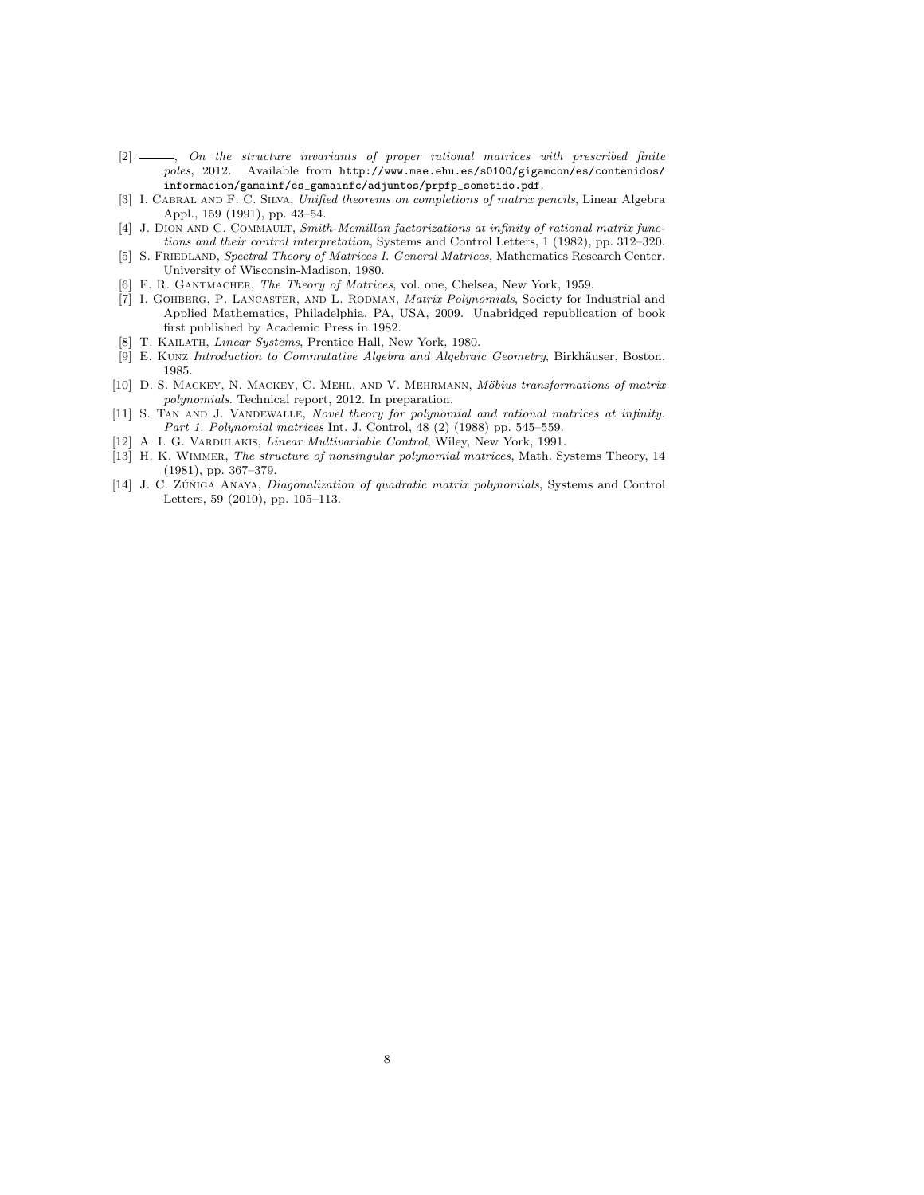[2] ———, *On the structure invariants of proper rational matrices with prescribed finite poles*, 2012. Available from `http://www.mae.ehu.es/s0100/gigamcon/es/contenidos/informacion/gamainf/es_gamainfc/adjuntos/prpfp_sometido.pdf`.

[3] I. Cabral and F. C. Silva, *Unified theorems on completions of matrix pencils*, Linear Algebra Appl., 159 (1991), pp. 43–54.

[4] J. Dion and C. Commault, *Smith-Mcmillan factorizations at infinity of rational matrix functions and their control interpretation*, Systems and Control Letters, 1 (1982), pp. 312–320.

[5] S. Friedland, *Spectral Theory of Matrices I. General Matrices*, Mathematics Research Center. University of Wisconsin-Madison, 1980.

[6] F. R. Gantmacher, *The Theory of Matrices*, vol. one, Chelsea, New York, 1959.

[7] I. Gohberg, P. Lancaster, and L. Rodman, *Matrix Polynomials*, Society for Industrial and Applied Mathematics, Philadelphia, PA, USA, 2009. Unabridged republication of book first published by Academic Press in 1982.

[8] T. Kailath, *Linear Systems*, Prentice Hall, New York, 1980.

[9] E. Kunz *Introduction to Commutative Algebra and Algebraic Geometry*, Birkhäuser, Boston, 1985.

[10] D. S. Mackey, N. Mackey, C. Mehl, and V. Mehrmann, *Möbius transformations of matrix polynomials*. Technical report, 2012. In preparation.

[11] S. Tan and J. Vandewalle, *Novel theory for polynomial and rational matrices at infinity. Part 1. Polynomial matrices* Int. J. Control, 48 (2) (1988) pp. 545–559.

[12] A. I. G. Vardulakis, *Linear Multivariable Control*, Wiley, New York, 1991.

[13] H. K. Wimmer, *The structure of nonsingular polynomial matrices*, Math. Systems Theory, 14 (1981), pp. 367–379.

[14] J. C. Zúñiga Anaya, *Diagonalization of quadratic matrix polynomials*, Systems and Control Letters, 59 (2010), pp. 105–113.